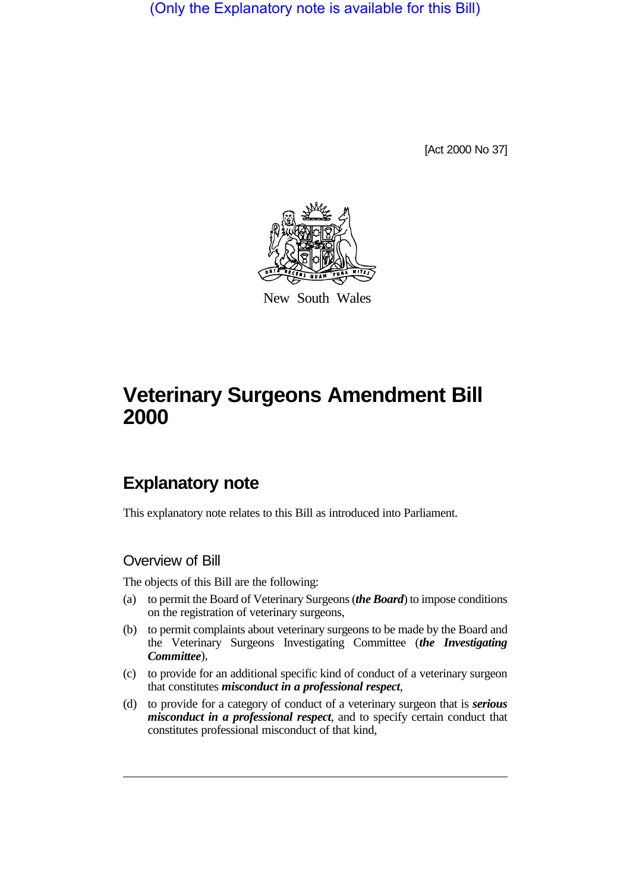(Only the Explanatory note is available for this Bill)

[Act 2000 No 37]

New South Wales

# Veterinary Surgeons Amendment Bill 2000

## Explanatory note

This explanatory note relates to this Bill as introduced into Parliament.

### Overview of Bill

The objects of this Bill are the following:

(a) to permit the Board of Veterinary Surgeons (***the Board***) to impose conditions on the registration of veterinary surgeons,

(b) to permit complaints about veterinary surgeons to be made by the Board and the Veterinary Surgeons Investigating Committee (***the Investigating Committee***),

(c) to provide for an additional specific kind of conduct of a veterinary surgeon that constitutes ***misconduct in a professional respect***,

(d) to provide for a category of conduct of a veterinary surgeon that is ***serious misconduct in a professional respect***, and to specify certain conduct that constitutes professional misconduct of that kind,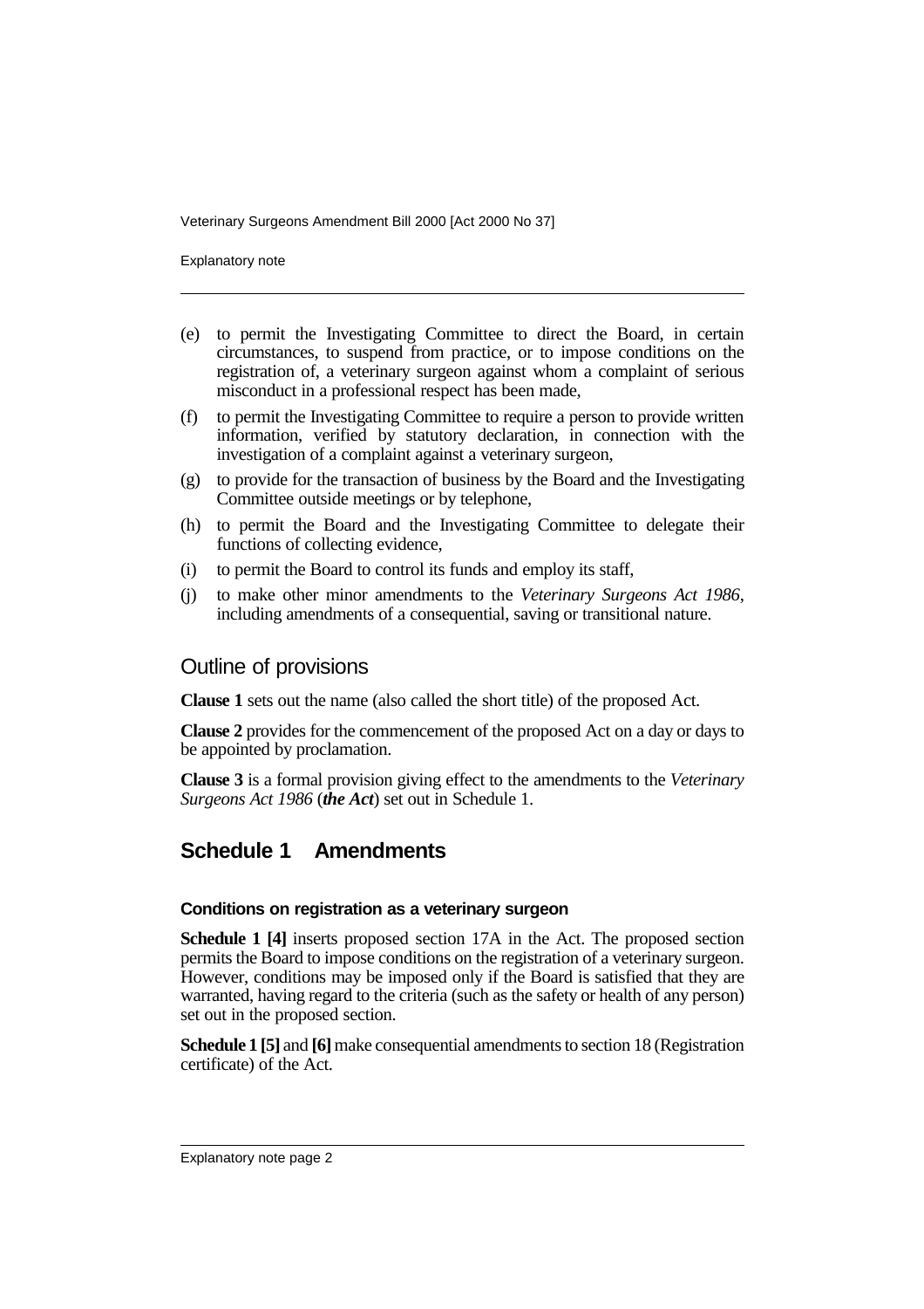(e) to permit the Investigating Committee to direct the Board, in certain circumstances, to suspend from practice, or to impose conditions on the registration of, a veterinary surgeon against whom a complaint of serious misconduct in a professional respect has been made,

(f) to permit the Investigating Committee to require a person to provide written information, verified by statutory declaration, in connection with the investigation of a complaint against a veterinary surgeon,

(g) to provide for the transaction of business by the Board and the Investigating Committee outside meetings or by telephone,

(h) to permit the Board and the Investigating Committee to delegate their functions of collecting evidence,

(i) to permit the Board to control its funds and employ its staff,

(j) to make other minor amendments to the *Veterinary Surgeons Act 1986*, including amendments of a consequential, saving or transitional nature.

## Outline of provisions

**Clause 1** sets out the name (also called the short title) of the proposed Act.

**Clause 2** provides for the commencement of the proposed Act on a day or days to be appointed by proclamation.

**Clause 3** is a formal provision giving effect to the amendments to the *Veterinary Surgeons Act 1986* (***the Act***) set out in Schedule 1.

## Schedule 1 Amendments

### Conditions on registration as a veterinary surgeon

**Schedule 1 [4]** inserts proposed section 17A in the Act. The proposed section permits the Board to impose conditions on the registration of a veterinary surgeon. However, conditions may be imposed only if the Board is satisfied that they are warranted, having regard to the criteria (such as the safety or health of any person) set out in the proposed section.

**Schedule 1 [5]** and **[6]** make consequential amendments to section 18 (Registration certificate) of the Act.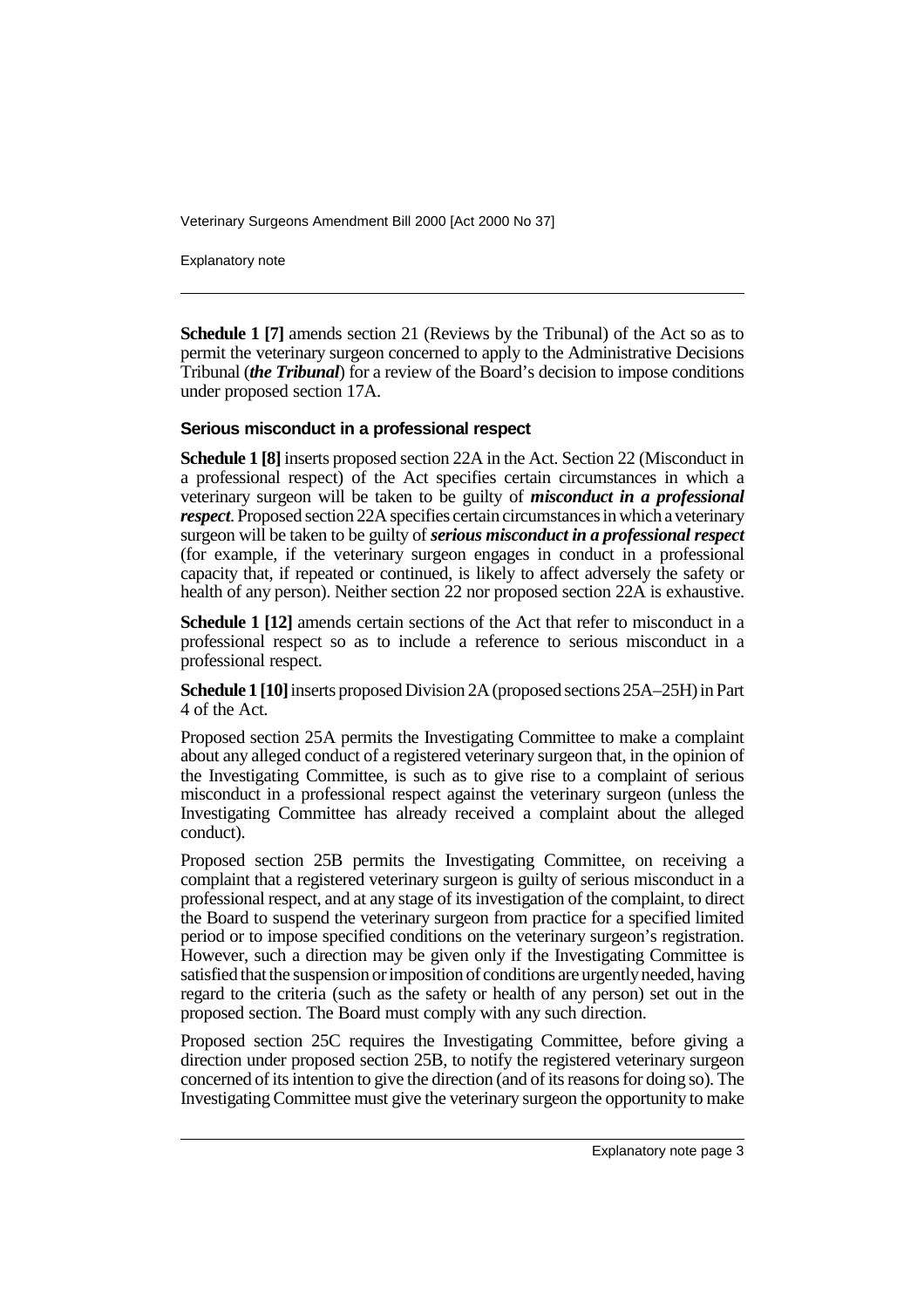**Schedule 1 [7]** amends section 21 (Reviews by the Tribunal) of the Act so as to permit the veterinary surgeon concerned to apply to the Administrative Decisions Tribunal (***the Tribunal***) for a review of the Board's decision to impose conditions under proposed section 17A.

### Serious misconduct in a professional respect

**Schedule 1 [8]** inserts proposed section 22A in the Act. Section 22 (Misconduct in a professional respect) of the Act specifies certain circumstances in which a veterinary surgeon will be taken to be guilty of ***misconduct in a professional respect***. Proposed section 22A specifies certain circumstances in which a veterinary surgeon will be taken to be guilty of ***serious misconduct in a professional respect*** (for example, if the veterinary surgeon engages in conduct in a professional capacity that, if repeated or continued, is likely to affect adversely the safety or health of any person). Neither section 22 nor proposed section 22A is exhaustive.

**Schedule 1 [12]** amends certain sections of the Act that refer to misconduct in a professional respect so as to include a reference to serious misconduct in a professional respect.

**Schedule 1 [10]** inserts proposed Division 2A (proposed sections 25A–25H) in Part 4 of the Act.

Proposed section 25A permits the Investigating Committee to make a complaint about any alleged conduct of a registered veterinary surgeon that, in the opinion of the Investigating Committee, is such as to give rise to a complaint of serious misconduct in a professional respect against the veterinary surgeon (unless the Investigating Committee has already received a complaint about the alleged conduct).

Proposed section 25B permits the Investigating Committee, on receiving a complaint that a registered veterinary surgeon is guilty of serious misconduct in a professional respect, and at any stage of its investigation of the complaint, to direct the Board to suspend the veterinary surgeon from practice for a specified limited period or to impose specified conditions on the veterinary surgeon's registration. However, such a direction may be given only if the Investigating Committee is satisfied that the suspension or imposition of conditions are urgently needed, having regard to the criteria (such as the safety or health of any person) set out in the proposed section. The Board must comply with any such direction.

Proposed section 25C requires the Investigating Committee, before giving a direction under proposed section 25B, to notify the registered veterinary surgeon concerned of its intention to give the direction (and of its reasons for doing so). The Investigating Committee must give the veterinary surgeon the opportunity to make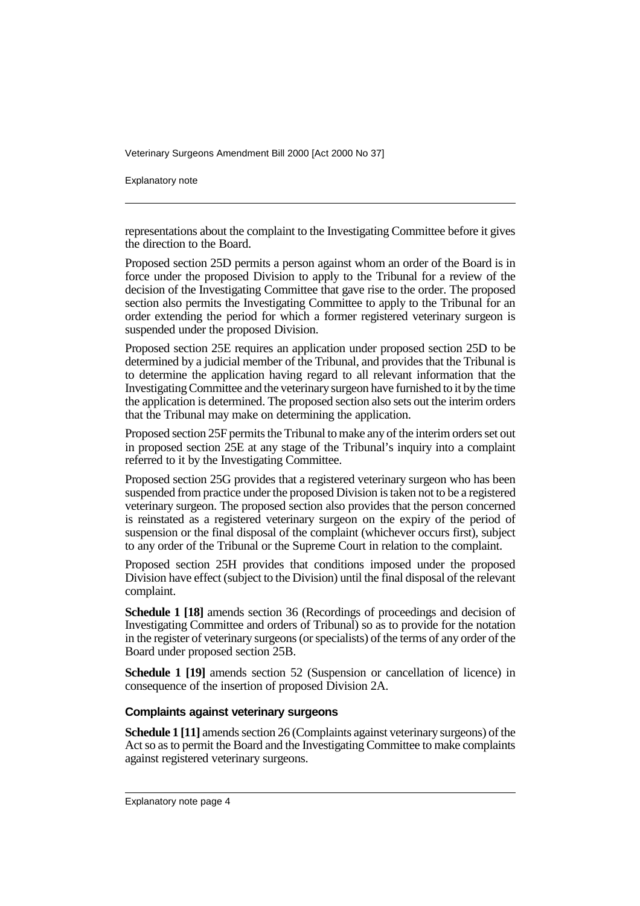representations about the complaint to the Investigating Committee before it gives the direction to the Board.

Proposed section 25D permits a person against whom an order of the Board is in force under the proposed Division to apply to the Tribunal for a review of the decision of the Investigating Committee that gave rise to the order. The proposed section also permits the Investigating Committee to apply to the Tribunal for an order extending the period for which a former registered veterinary surgeon is suspended under the proposed Division.

Proposed section 25E requires an application under proposed section 25D to be determined by a judicial member of the Tribunal, and provides that the Tribunal is to determine the application having regard to all relevant information that the Investigating Committee and the veterinary surgeon have furnished to it by the time the application is determined. The proposed section also sets out the interim orders that the Tribunal may make on determining the application.

Proposed section 25F permits the Tribunal to make any of the interim orders set out in proposed section 25E at any stage of the Tribunal's inquiry into a complaint referred to it by the Investigating Committee.

Proposed section 25G provides that a registered veterinary surgeon who has been suspended from practice under the proposed Division is taken not to be a registered veterinary surgeon. The proposed section also provides that the person concerned is reinstated as a registered veterinary surgeon on the expiry of the period of suspension or the final disposal of the complaint (whichever occurs first), subject to any order of the Tribunal or the Supreme Court in relation to the complaint.

Proposed section 25H provides that conditions imposed under the proposed Division have effect (subject to the Division) until the final disposal of the relevant complaint.

**Schedule 1 [18]** amends section 36 (Recordings of proceedings and decision of Investigating Committee and orders of Tribunal) so as to provide for the notation in the register of veterinary surgeons (or specialists) of the terms of any order of the Board under proposed section 25B.

**Schedule 1 [19]** amends section 52 (Suspension or cancellation of licence) in consequence of the insertion of proposed Division 2A.

#### Complaints against veterinary surgeons

**Schedule 1 [11]** amends section 26 (Complaints against veterinary surgeons) of the Act so as to permit the Board and the Investigating Committee to make complaints against registered veterinary surgeons.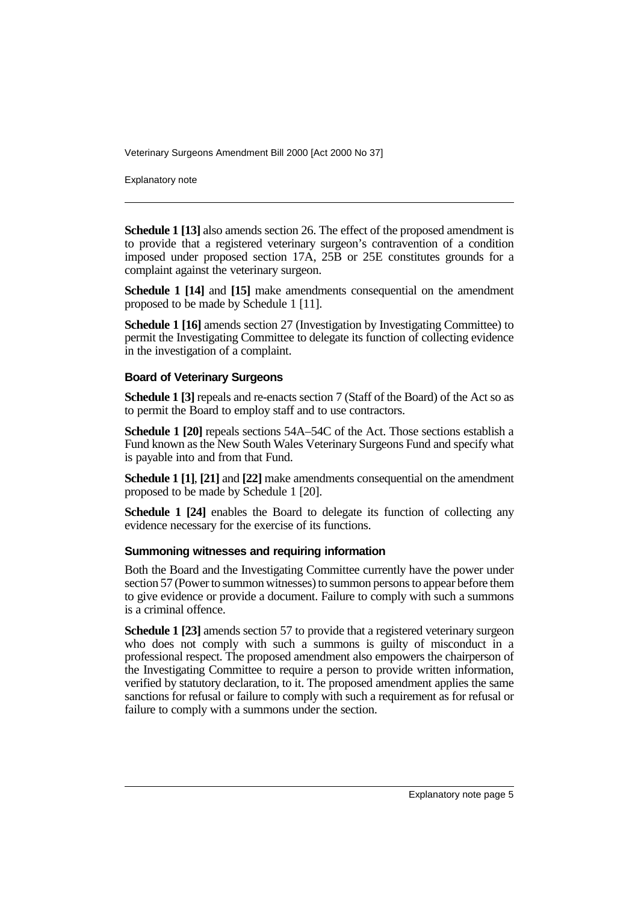**Schedule 1 [13]** also amends section 26. The effect of the proposed amendment is to provide that a registered veterinary surgeon's contravention of a condition imposed under proposed section 17A, 25B or 25E constitutes grounds for a complaint against the veterinary surgeon.

**Schedule 1 [14]** and **[15]** make amendments consequential on the amendment proposed to be made by Schedule 1 [11].

**Schedule 1 [16]** amends section 27 (Investigation by Investigating Committee) to permit the Investigating Committee to delegate its function of collecting evidence in the investigation of a complaint.

### Board of Veterinary Surgeons

**Schedule 1 [3]** repeals and re-enacts section 7 (Staff of the Board) of the Act so as to permit the Board to employ staff and to use contractors.

**Schedule 1 [20]** repeals sections 54A–54C of the Act. Those sections establish a Fund known as the New South Wales Veterinary Surgeons Fund and specify what is payable into and from that Fund.

**Schedule 1 [1]**, **[21]** and **[22]** make amendments consequential on the amendment proposed to be made by Schedule 1 [20].

**Schedule 1 [24]** enables the Board to delegate its function of collecting any evidence necessary for the exercise of its functions.

### Summoning witnesses and requiring information

Both the Board and the Investigating Committee currently have the power under section 57 (Power to summon witnesses) to summon persons to appear before them to give evidence or provide a document. Failure to comply with such a summons is a criminal offence.

**Schedule 1 [23]** amends section 57 to provide that a registered veterinary surgeon who does not comply with such a summons is guilty of misconduct in a professional respect. The proposed amendment also empowers the chairperson of the Investigating Committee to require a person to provide written information, verified by statutory declaration, to it. The proposed amendment applies the same sanctions for refusal or failure to comply with such a requirement as for refusal or failure to comply with a summons under the section.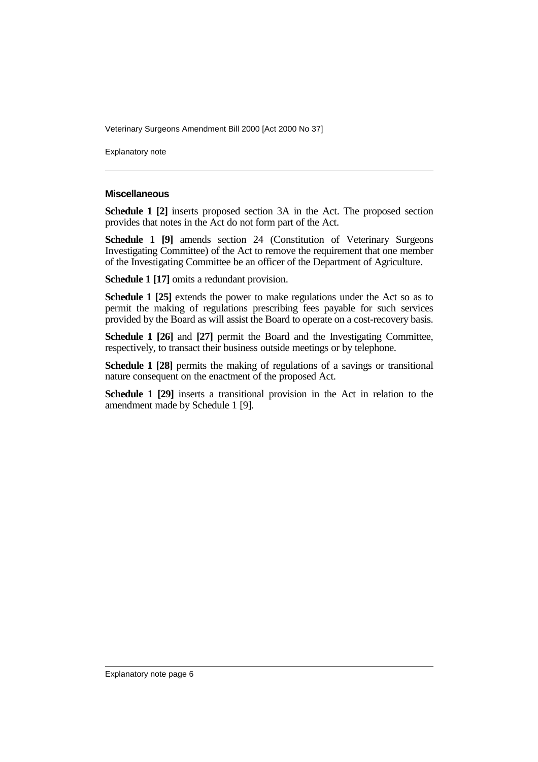### Miscellaneous

**Schedule 1 [2]** inserts proposed section 3A in the Act. The proposed section provides that notes in the Act do not form part of the Act.

**Schedule 1 [9]** amends section 24 (Constitution of Veterinary Surgeons Investigating Committee) of the Act to remove the requirement that one member of the Investigating Committee be an officer of the Department of Agriculture.

**Schedule 1 [17]** omits a redundant provision.

**Schedule 1 [25]** extends the power to make regulations under the Act so as to permit the making of regulations prescribing fees payable for such services provided by the Board as will assist the Board to operate on a cost-recovery basis.

**Schedule 1 [26]** and **[27]** permit the Board and the Investigating Committee, respectively, to transact their business outside meetings or by telephone.

**Schedule 1 [28]** permits the making of regulations of a savings or transitional nature consequent on the enactment of the proposed Act.

**Schedule 1 [29]** inserts a transitional provision in the Act in relation to the amendment made by Schedule 1 [9].